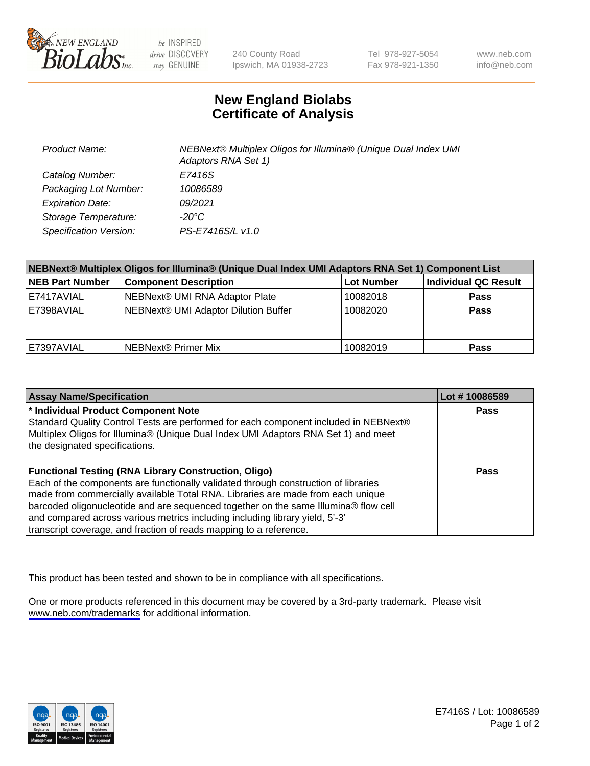# New England Biolabs Certificate of Analysis

| | |
|---|---|
| Product Name: | NEBNext® Multiplex Oligos for Illumina® (Unique Dual Index UMI Adaptors RNA Set 1) |
| Catalog Number: | E7416S |
| Packaging Lot Number: | 10086589 |
| Expiration Date: | 09/2021 |
| Storage Temperature: | -20°C |
| Specification Version: | PS-E7416S/L v1.0 |

| NEBNext® Multiplex Oligos for Illumina® (Unique Dual Index UMI Adaptors RNA Set 1) Component List | | | |
|---|---|---|---|
| **NEB Part Number** | **Component Description** | **Lot Number** | **Individual QC Result** |
| E7417AVIAL | NEBNext® UMI RNA Adaptor Plate | 10082018 | **Pass** |
| E7398AVIAL | NEBNext® UMI Adaptor Dilution Buffer | 10082020 | **Pass** |
| E7397AVIAL | NEBNext® Primer Mix | 10082019 | **Pass** |

| Assay Name/Specification | Lot # 10086589 |
|---|---|
| **\* Individual Product Component Note**<br>Standard Quality Control Tests are performed for each component included in NEBNext® Multiplex Oligos for Illumina® (Unique Dual Index UMI Adaptors RNA Set 1) and meet the designated specifications. | **Pass** |
| **Functional Testing (RNA Library Construction, Oligo)**<br>Each of the components are functionally validated through construction of libraries made from commercially available Total RNA. Libraries are made from each unique barcoded oligonucleotide and are sequenced together on the same Illumina® flow cell and compared across various metrics including including library yield, 5'-3' transcript coverage, and fraction of reads mapping to a reference. | **Pass** |

This product has been tested and shown to be in compliance with all specifications.

One or more products referenced in this document may be covered by a 3rd-party trademark. Please visit www.neb.com/trademarks for additional information.

E7416S / Lot: 10086589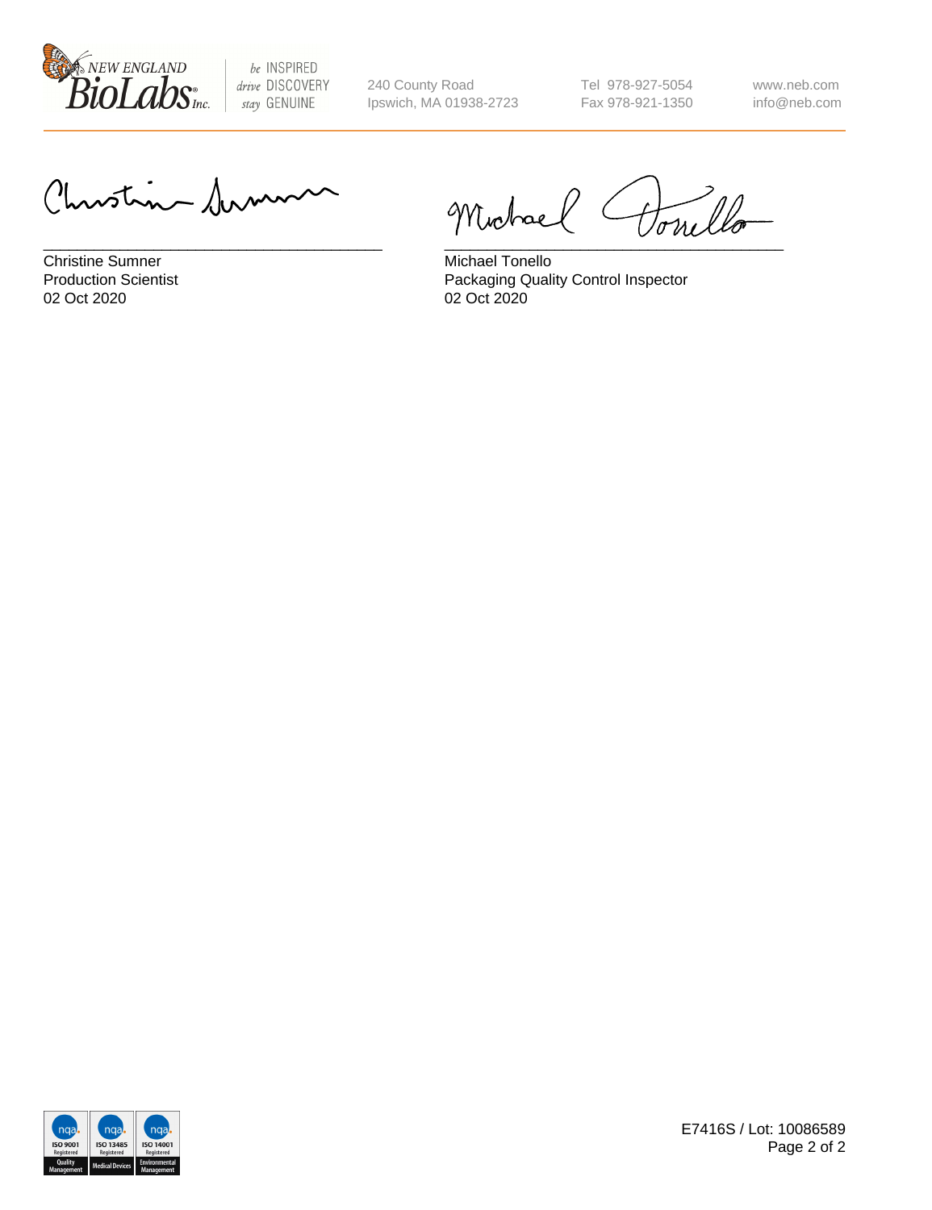be INSPIRED
drive DISCOVERY
stay GENUINE

240 County Road
Ipswich, MA 01938-2723

Tel 978-927-5054
Fax 978-921-1350

www.neb.com
info@neb.com

Christine Sumner
Production Scientist
02 Oct 2020

Michael Tonello
Packaging Quality Control Inspector
02 Oct 2020

E7416S / Lot: 10086589